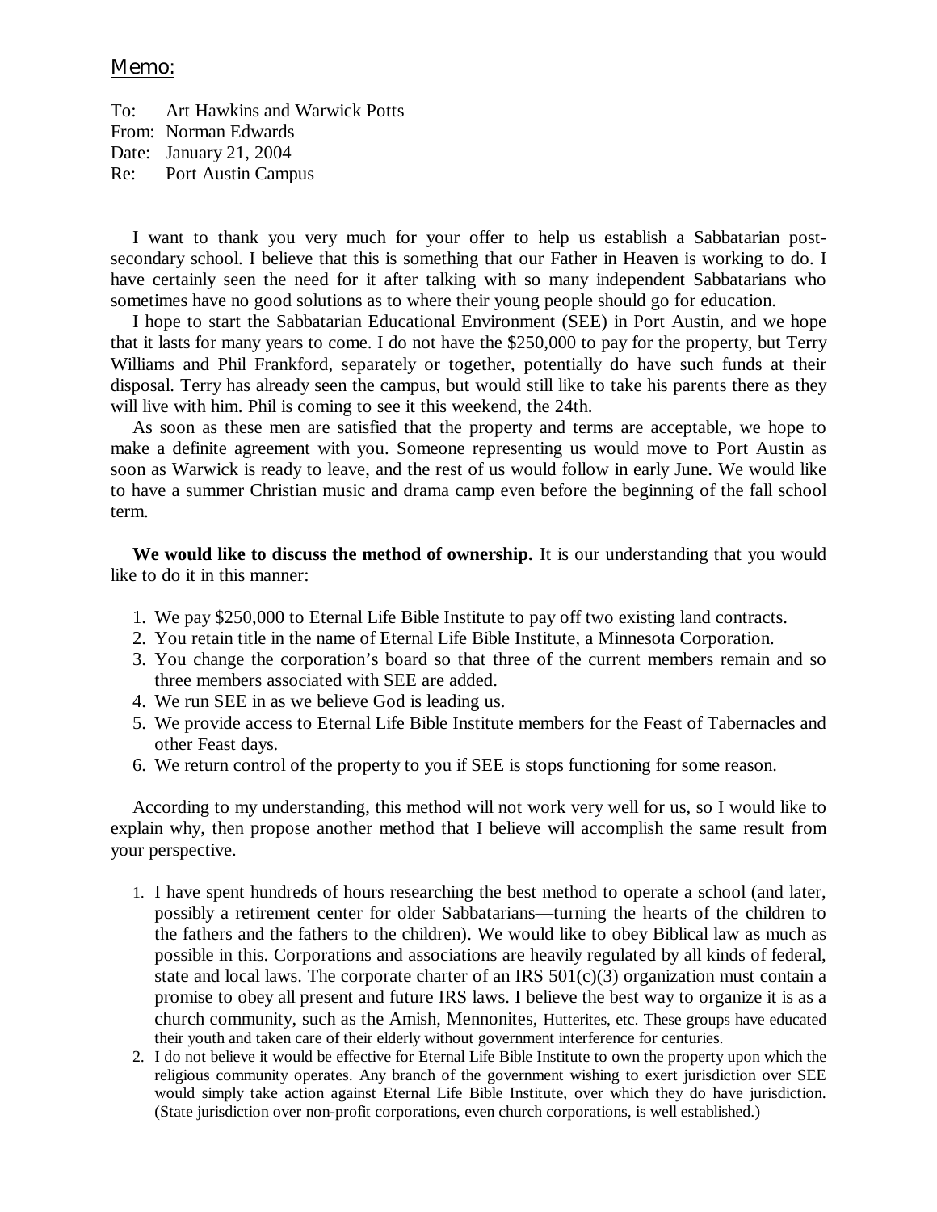# Memo:

To: Art Hawkins and Warwick Potts
From: Norman Edwards
Date: January 21, 2004
Re: Port Austin Campus

I want to thank you very much for your offer to help us establish a Sabbatarian post-secondary school. I believe that this is something that our Father in Heaven is working to do. I have certainly seen the need for it after talking with so many independent Sabbatarians who sometimes have no good solutions as to where their young people should go for education.

I hope to start the Sabbatarian Educational Environment (SEE) in Port Austin, and we hope that it lasts for many years to come. I do not have the $250,000 to pay for the property, but Terry Williams and Phil Frankford, separately or together, potentially do have such funds at their disposal. Terry has already seen the campus, but would still like to take his parents there as they will live with him. Phil is coming to see it this weekend, the 24th.

As soon as these men are satisfied that the property and terms are acceptable, we hope to make a definite agreement with you. Someone representing us would move to Port Austin as soon as Warwick is ready to leave, and the rest of us would follow in early June. We would like to have a summer Christian music and drama camp even before the beginning of the fall school term.

**We would like to discuss the method of ownership.** It is our understanding that you would like to do it in this manner:

1. We pay $250,000 to Eternal Life Bible Institute to pay off two existing land contracts.
2. You retain title in the name of Eternal Life Bible Institute, a Minnesota Corporation.
3. You change the corporation's board so that three of the current members remain and so three members associated with SEE are added.
4. We run SEE in as we believe God is leading us.
5. We provide access to Eternal Life Bible Institute members for the Feast of Tabernacles and other Feast days.
6. We return control of the property to you if SEE is stops functioning for some reason.

According to my understanding, this method will not work very well for us, so I would like to explain why, then propose another method that I believe will accomplish the same result from your perspective.

1. I have spent hundreds of hours researching the best method to operate a school (and later, possibly a retirement center for older Sabbatarians—turning the hearts of the children to the fathers and the fathers to the children). We would like to obey Biblical law as much as possible in this. Corporations and associations are heavily regulated by all kinds of federal, state and local laws. The corporate charter of an IRS 501(c)(3) organization must contain a promise to obey all present and future IRS laws. I believe the best way to organize it is as a church community, such as the Amish, Mennonites, Hutterites, etc. These groups have educated their youth and taken care of their elderly without government interference for centuries.
2. I do not believe it would be effective for Eternal Life Bible Institute to own the property upon which the religious community operates. Any branch of the government wishing to exert jurisdiction over SEE would simply take action against Eternal Life Bible Institute, over which they do have jurisdiction. (State jurisdiction over non-profit corporations, even church corporations, is well established.)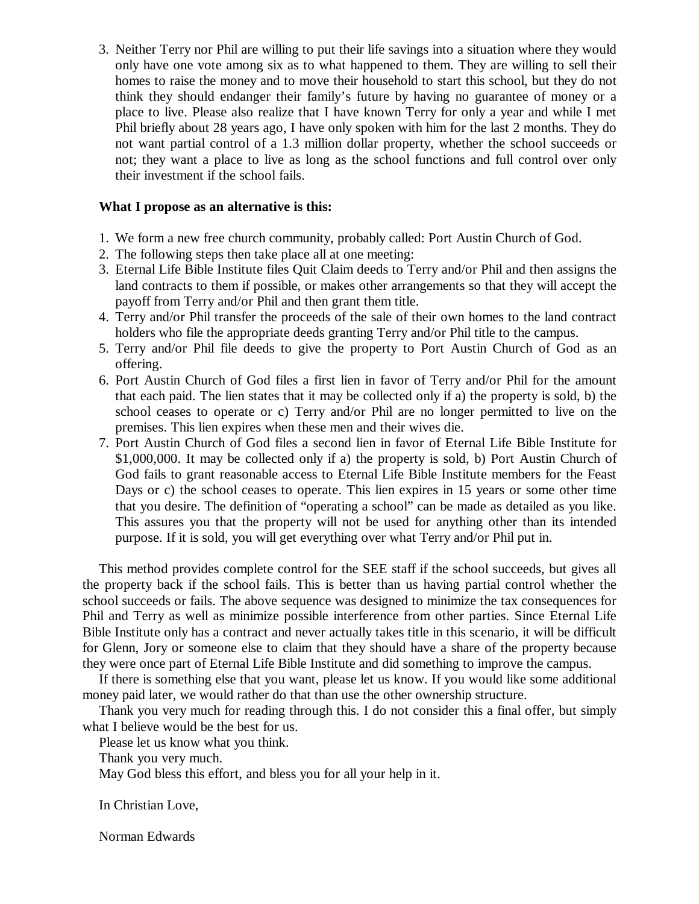3. Neither Terry nor Phil are willing to put their life savings into a situation where they would only have one vote among six as to what happened to them. They are willing to sell their homes to raise the money and to move their household to start this school, but they do not think they should endanger their family's future by having no guarantee of money or a place to live. Please also realize that I have known Terry for only a year and while I met Phil briefly about 28 years ago, I have only spoken with him for the last 2 months. They do not want partial control of a 1.3 million dollar property, whether the school succeeds or not; they want a place to live as long as the school functions and full control over only their investment if the school fails.

**What I propose as an alternative is this:**

1. We form a new free church community, probably called: Port Austin Church of God.
2. The following steps then take place all at one meeting:
3. Eternal Life Bible Institute files Quit Claim deeds to Terry and/or Phil and then assigns the land contracts to them if possible, or makes other arrangements so that they will accept the payoff from Terry and/or Phil and then grant them title.
4. Terry and/or Phil transfer the proceeds of the sale of their own homes to the land contract holders who file the appropriate deeds granting Terry and/or Phil title to the campus.
5. Terry and/or Phil file deeds to give the property to Port Austin Church of God as an offering.
6. Port Austin Church of God files a first lien in favor of Terry and/or Phil for the amount that each paid. The lien states that it may be collected only if a) the property is sold, b) the school ceases to operate or c) Terry and/or Phil are no longer permitted to live on the premises. This lien expires when these men and their wives die.
7. Port Austin Church of God files a second lien in favor of Eternal Life Bible Institute for $1,000,000. It may be collected only if a) the property is sold, b) Port Austin Church of God fails to grant reasonable access to Eternal Life Bible Institute members for the Feast Days or c) the school ceases to operate. This lien expires in 15 years or some other time that you desire. The definition of "operating a school" can be made as detailed as you like. This assures you that the property will not be used for anything other than its intended purpose. If it is sold, you will get everything over what Terry and/or Phil put in.

This method provides complete control for the SEE staff if the school succeeds, but gives all the property back if the school fails. This is better than us having partial control whether the school succeeds or fails. The above sequence was designed to minimize the tax consequences for Phil and Terry as well as minimize possible interference from other parties. Since Eternal Life Bible Institute only has a contract and never actually takes title in this scenario, it will be difficult for Glenn, Jory or someone else to claim that they should have a share of the property because they were once part of Eternal Life Bible Institute and did something to improve the campus.

If there is something else that you want, please let us know. If you would like some additional money paid later, we would rather do that than use the other ownership structure.

Thank you very much for reading through this. I do not consider this a final offer, but simply what I believe would be the best for us.

Please let us know what you think.

Thank you very much.

May God bless this effort, and bless you for all your help in it.

In Christian Love,

Norman Edwards